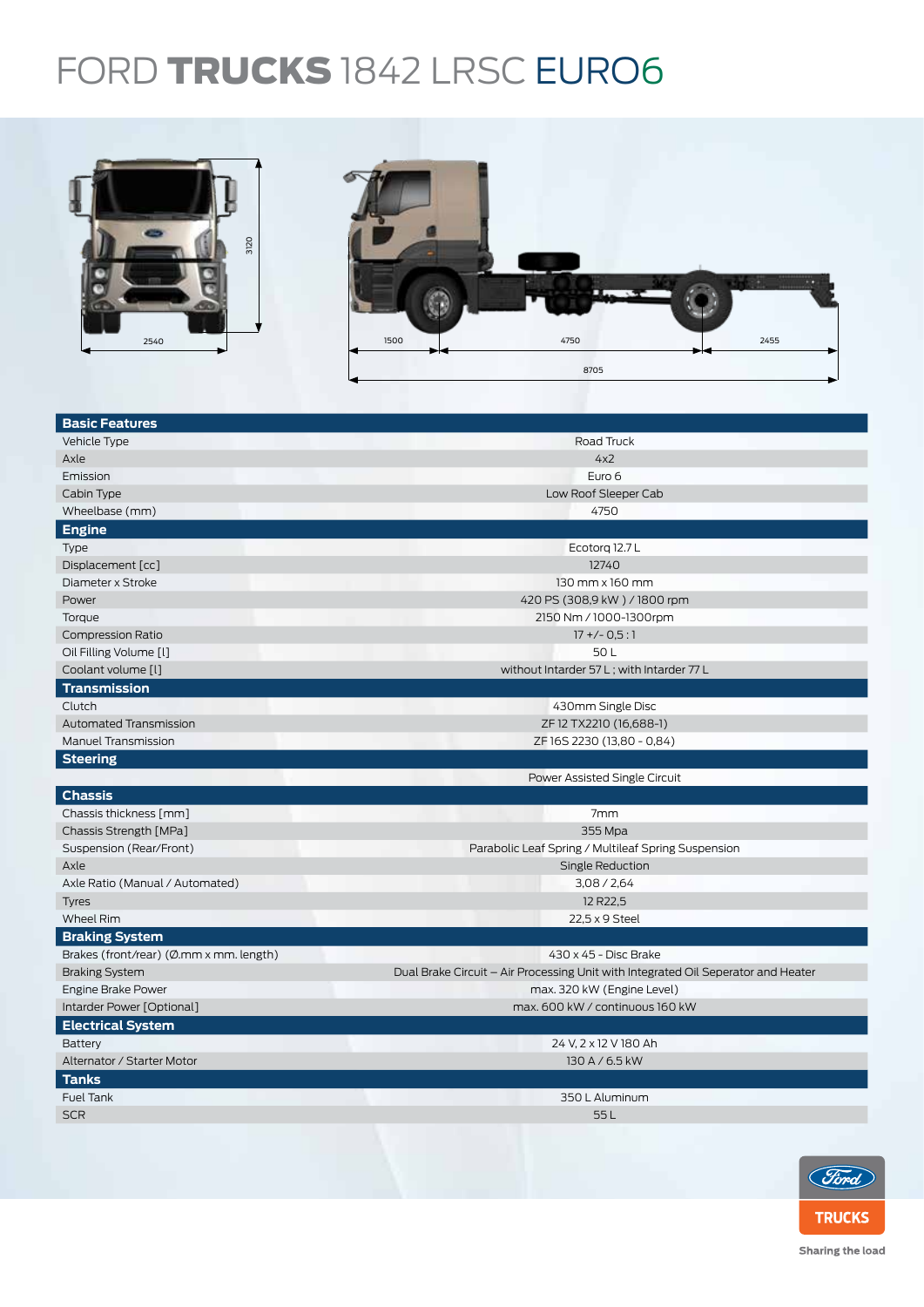# FORD **TRUCKS** 1842 LRSC EURO6

3120

2540

1500 4750 2455

8705

| **Basic Features** | |
|---|---|
| Vehicle Type | Road Truck |
| Axle | 4x2 |
| Emission | Euro 6 |
| Cabin Type | Low Roof Sleeper Cab |
| Wheelbase (mm) | 4750 |
| **Engine** | |
| Type | Ecotorq 12.7 L |
| Displacement [cc] | 12740 |
| Diameter x Stroke | 130 mm x 160 mm |
| Power | 420 PS (308,9 kW ) / 1800 rpm |
| Torque | 2150 Nm / 1000-1300rpm |
| Compression Ratio | 17 +/- 0,5 : 1 |
| Oil Filling Volume [l] | 50 L |
| Coolant volume [l] | without Intarder 57 L ; with Intarder 77 L |
| **Transmission** | |
| Clutch | 430mm Single Disc |
| Automated Transmission | ZF 12 TX2210 (16,688-1) |
| Manuel Transmission | ZF 16S 2230 (13,80 - 0,84) |
| **Steering** | |
| | Power Assisted Single Circuit |
| **Chassis** | |
| Chassis thickness [mm] | 7mm |
| Chassis Strength [MPa] | 355 Mpa |
| Suspension (Rear/Front) | Parabolic Leaf Spring / Multileaf Spring Suspension |
| Axle | Single Reduction |
| Axle Ratio (Manual / Automated) | 3,08 / 2,64 |
| Tyres | 12 R22,5 |
| Wheel Rim | 22,5 x 9 Steel |
| **Braking System** | |
| Brakes (front/rear) (Ø.mm x mm. length) | 430 x 45 - Disc Brake |
| Braking System | Dual Brake Circuit – Air Processing Unit with Integrated Oil Seperator and Heater |
| Engine Brake Power | max. 320 kW (Engine Level) |
| Intarder Power [Optional] | max. 600 kW / continuous 160 kW |
| **Electrical System** | |
| Battery | 24 V, 2 x 12 V 180 Ah |
| Alternator / Starter Motor | 130 A / 6.5 kW |
| **Tanks** | |
| Fuel Tank | 350 L Aluminum |
| SCR | 55 L |

Ford TRUCKS

Sharing the load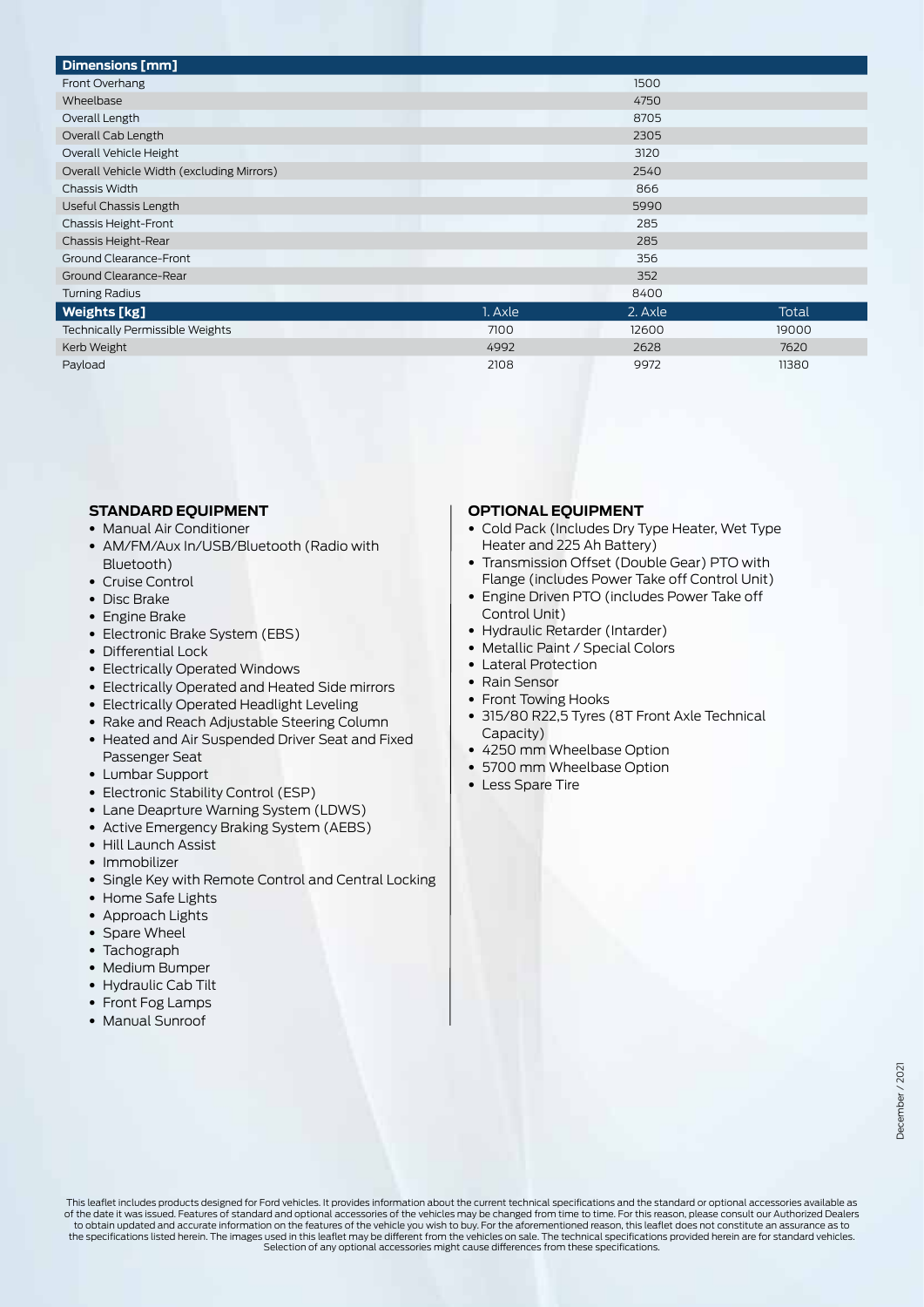| Dimensions [mm] | | | |
|---|---|---|---|
| Front Overhang | | 1500 | |
| Wheelbase | | 4750 | |
| Overall Length | | 8705 | |
| Overall Cab Length | | 2305 | |
| Overall Vehicle Height | | 3120 | |
| Overall Vehicle Width (excluding Mirrors) | | 2540 | |
| Chassis Width | | 866 | |
| Useful Chassis Length | | 5990 | |
| Chassis Height-Front | | 285 | |
| Chassis Height-Rear | | 285 | |
| Ground Clearance-Front | | 356 | |
| Ground Clearance-Rear | | 352 | |
| Turning Radius | | 8400 | |
| **Weights [kg]** | **1. Axle** | **2. Axle** | **Total** |
| Technically Permissible Weights | 7100 | 12600 | 19000 |
| Kerb Weight | 4992 | 2628 | 7620 |
| Payload | 2108 | 9972 | 11380 |

## STANDARD EQUIPMENT

- Manual Air Conditioner
- AM/FM/Aux In/USB/Bluetooth (Radio with Bluetooth)
- Cruise Control
- Disc Brake
- Engine Brake
- Electronic Brake System (EBS)
- Differential Lock
- Electrically Operated Windows
- Electrically Operated and Heated Side mirrors
- Electrically Operated Headlight Leveling
- Rake and Reach Adjustable Steering Column
- Heated and Air Suspended Driver Seat and Fixed Passenger Seat
- Lumbar Support
- Electronic Stability Control (ESP)
- Lane Deaprture Warning System (LDWS)
- Active Emergency Braking System (AEBS)
- Hill Launch Assist
- Immobilizer
- Single Key with Remote Control and Central Locking
- Home Safe Lights
- Approach Lights
- Spare Wheel
- Tachograph
- Medium Bumper
- Hydraulic Cab Tilt
- Front Fog Lamps
- Manual Sunroof

## OPTIONAL EQUIPMENT

- Cold Pack (Includes Dry Type Heater, Wet Type Heater and 225 Ah Battery)
- Transmission Offset (Double Gear) PTO with Flange (includes Power Take off Control Unit)
- Engine Driven PTO (includes Power Take off Control Unit)
- Hydraulic Retarder (Intarder)
- Metallic Paint / Special Colors
- Lateral Protection
- Rain Sensor
- Front Towing Hooks
- 315/80 R22,5 Tyres (8T Front Axle Technical Capacity)
- 4250 mm Wheelbase Option
- 5700 mm Wheelbase Option
- Less Spare Tire

December / 2021

This leaflet includes products designed for Ford vehicles. It provides information about the current technical specifications and the standard or optional accessories available as of the date it was issued. Features of standard and optional accessories of the vehicles may be changed from time to time. For this reason, please consult our Authorized Dealers to obtain updated and accurate information on the features of the vehicle you wish to buy. For the aforementioned reason, this leaflet does not constitute an assurance as to the specifications listed herein. The images used in this leaflet may be different from the vehicles on sale. The technical specifications provided herein are for standard vehicles. Selection of any optional accessories might cause differences from these specifications.